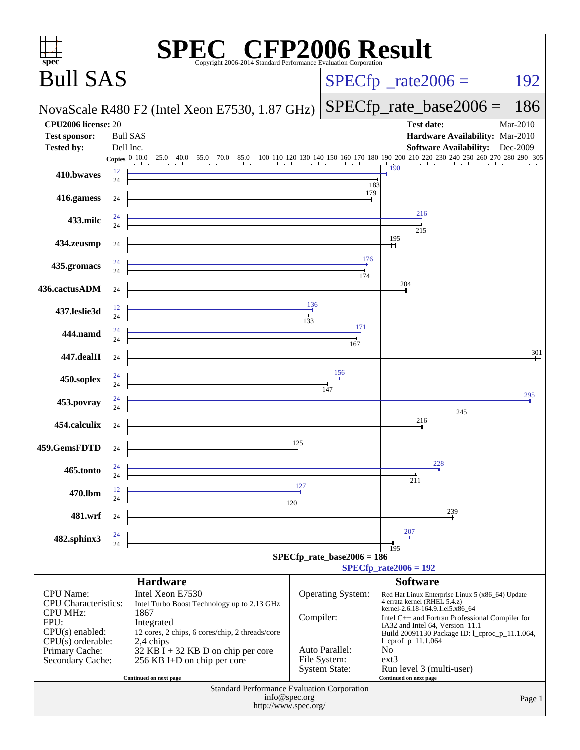# SPEC CFP2006 Result

Copyright 2006-2014 Standard Performance Evaluation Corporation

## Bull SAS

**NovaScale R480 F2 (Intel Xeon E7530, 1.87 GHz)**

SPECfp_rate2006 = 192

SPECfp_rate_base2006 = 186

| | | | |
|---|---|---|---|
| **CPU2006 license:** | 20 | **Test date:** | Mar-2010 |
| **Test sponsor:** | Bull SAS | **Hardware Availability:** | Mar-2010 |
| **Tested by:** | Dell Inc. | **Software Availability:** | Dec-2009 |

| Benchmark | Copies (peak) | Copies (base) | Peak | Base |
|---|---|---|---|---|
| 410.bwaves | 12 | 24 | 190 | 183 |
| 416.gamess | | 24 | | 179 |
| 433.milc | 24 | 24 | 216 | 215 |
| 434.zeusmp | | 24 | | 195 |
| 435.gromacs | 24 | 24 | 176 | 174 |
| 436.cactusADM | | 24 | | 204 |
| 437.leslie3d | 12 | 24 | 136 | 133 |
| 444.namd | 24 | 24 | 171 | 167 |
| 447.dealII | | 24 | | 301 |
| 450.soplex | 24 | 24 | 156 | 147 |
| 453.povray | 24 | 24 | 295 | 245 |
| 454.calculix | | 24 | | 216 |
| 459.GemsFDTD | | 24 | | 125 |
| 465.tonto | 24 | 24 | 228 | 211 |
| 470.lbm | 12 | 24 | 127 | 120 |
| 481.wrf | | 24 | | 239 |
| 482.sphinx3 | 24 | 24 | 207 | 195 |

SPECfp_rate_base2006 = 186

SPECfp_rate2006 = 192

### Hardware

| | |
|---|---|
| CPU Name: | Intel Xeon E7530 |
| CPU Characteristics: | Intel Turbo Boost Technology up to 2.13 GHz |
| CPU MHz: | 1867 |
| FPU: | Integrated |
| CPU(s) enabled: | 12 cores, 2 chips, 6 cores/chip, 2 threads/core |
| CPU(s) orderable: | 2,4 chips |
| Primary Cache: | 32 KB I + 32 KB D on chip per core |
| Secondary Cache: | 256 KB I+D on chip per core |

Continued on next page

### Software

| | |
|---|---|
| Operating System: | Red Hat Linux Enterprise Linux 5 (x86_64) Update 4 errata kernel (RHEL 5.4.z) kernel-2.6.18-164.9.1.el5.x86_64 |
| Compiler: | Intel C++ and Fortran Professional Compiler for IA32 and Intel 64, Version 11.1 Build 20091130 Package ID: l_cproc_p_11.1.064, l_cprof_p_11.1.064 |
| Auto Parallel: | No |
| File System: | ext3 |
| System State: | Run level 3 (multi-user) |

Continued on next page

Standard Performance Evaluation Corporation
info@spec.org
http://www.spec.org/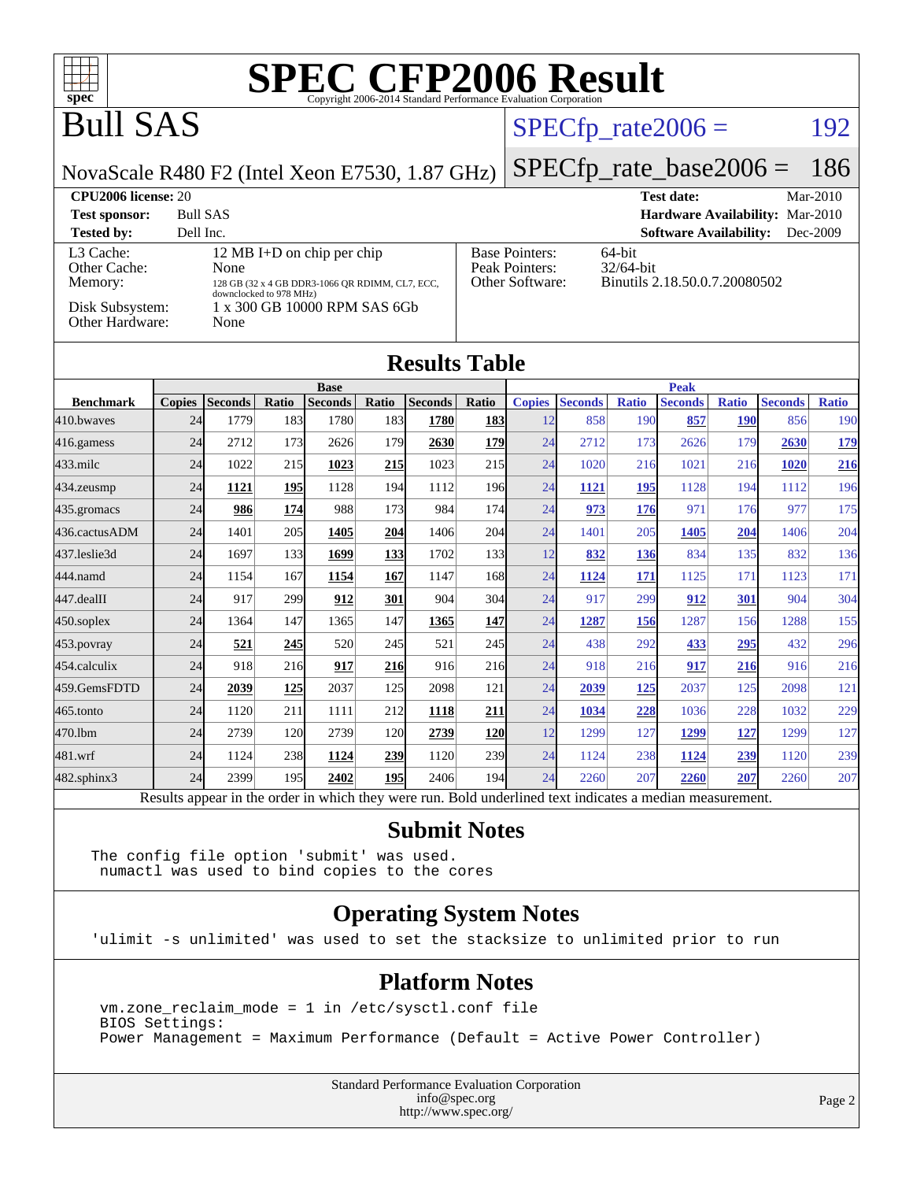# SPEC CFP2006 Result

Copyright 2006-2014 Standard Performance Evaluation Corporation

# Bull SAS

NovaScale R480 F2 (Intel Xeon E7530, 1.87 GHz)

SPECfp_rate2006 = 192

SPECfp_rate_base2006 = 186

**CPU2006 license:** 20
**Test sponsor:** Bull SAS
**Tested by:** Dell Inc.

**Test date:** Mar-2010
**Hardware Availability:** Mar-2010
**Software Availability:** Dec-2009

L3 Cache: 12 MB I+D on chip per chip
Other Cache: None
Memory: 128 GB (32 x 4 GB DDR3-1066 QR RDIMM, CL7, ECC, downclocked to 978 MHz)
Disk Subsystem: 1 x 300 GB 10000 RPM SAS 6Gb
Other Hardware: None

Base Pointers: 64-bit
Peak Pointers: 32/64-bit
Other Software: Binutils 2.18.50.0.7.20080502

## Results Table

| | Base | | | | | | | Peak | | | | | | |
|---|---|---|---|---|---|---|---|---|---|---|---|---|---|---|
| **Benchmark** | **Copies** | **Seconds** | **Ratio** | **Seconds** | **Ratio** | **Seconds** | **Ratio** | **Copies** | **Seconds** | **Ratio** | **Seconds** | **Ratio** | **Seconds** | **Ratio** |
| 410.bwaves | 24 | 1779 | 183 | 1780 | 183 | **1780** | **183** | 12 | 858 | 190 | **857** | **190** | 856 | 190 |
| 416.gamess | 24 | 2712 | 173 | 2626 | 179 | **2630** | **179** | 24 | 2712 | 173 | 2626 | 179 | **2630** | **179** |
| 433.milc | 24 | 1022 | 215 | **1023** | **215** | 1023 | 215 | 24 | 1020 | 216 | 1021 | 216 | **1020** | **216** |
| 434.zeusmp | 24 | **1121** | **195** | 1128 | 194 | 1112 | 196 | 24 | **1121** | **195** | 1128 | 194 | 1112 | 196 |
| 435.gromacs | 24 | **986** | **174** | 988 | 173 | 984 | 174 | 24 | **973** | **176** | 971 | 176 | 977 | 175 |
| 436.cactusADM | 24 | 1401 | 205 | **1405** | **204** | 1406 | 204 | 24 | 1401 | 205 | **1405** | **204** | 1406 | 204 |
| 437.leslie3d | 24 | 1697 | 133 | **1699** | **133** | 1702 | 133 | 12 | **832** | **136** | 834 | 135 | 832 | 136 |
| 444.namd | 24 | 1154 | 167 | **1154** | **167** | 1147 | 168 | 24 | **1124** | **171** | 1125 | 171 | 1123 | 171 |
| 447.dealII | 24 | 917 | 299 | **912** | **301** | 904 | 304 | 24 | 917 | 299 | **912** | **301** | 904 | 304 |
| 450.soplex | 24 | 1364 | 147 | 1365 | 147 | **1365** | **147** | 24 | **1287** | **156** | 1287 | 156 | 1288 | 155 |
| 453.povray | 24 | **521** | **245** | 520 | 245 | 521 | 245 | 24 | 438 | 292 | **433** | **295** | 432 | 296 |
| 454.calculix | 24 | 918 | 216 | **917** | **216** | 916 | 216 | 24 | 918 | 216 | **917** | **216** | 916 | 216 |
| 459.GemsFDTD | 24 | **2039** | **125** | 2037 | 125 | 2098 | 121 | 24 | **2039** | **125** | 2037 | 125 | 2098 | 121 |
| 465.tonto | 24 | 1120 | 211 | 1111 | 212 | **1118** | **211** | 24 | **1034** | **228** | 1036 | 228 | 1032 | 229 |
| 470.lbm | 24 | 2739 | 120 | 2739 | 120 | **2739** | **120** | 12 | 1299 | 127 | **1299** | **127** | 1299 | 127 |
| 481.wrf | 24 | 1124 | 238 | **1124** | **239** | 1120 | 239 | 24 | 1124 | 238 | **1124** | **239** | 1120 | 239 |
| 482.sphinx3 | 24 | 2399 | 195 | **2402** | **195** | 2406 | 194 | 24 | 2260 | 207 | **2260** | **207** | 2260 | 207 |

Results appear in the order in which they were run. Bold underlined text indicates a median measurement.

## Submit Notes

```
The config file option 'submit' was used.
 numactl was used to bind copies to the cores
```

## Operating System Notes

```
'ulimit -s unlimited' was used to set the stacksize to unlimited prior to run
```

## Platform Notes

```
vm.zone_reclaim_mode = 1 in /etc/sysctl.conf file
BIOS Settings:
Power Management = Maximum Performance (Default = Active Power Controller)
```

Standard Performance Evaluation Corporation
info@spec.org
http://www.spec.org/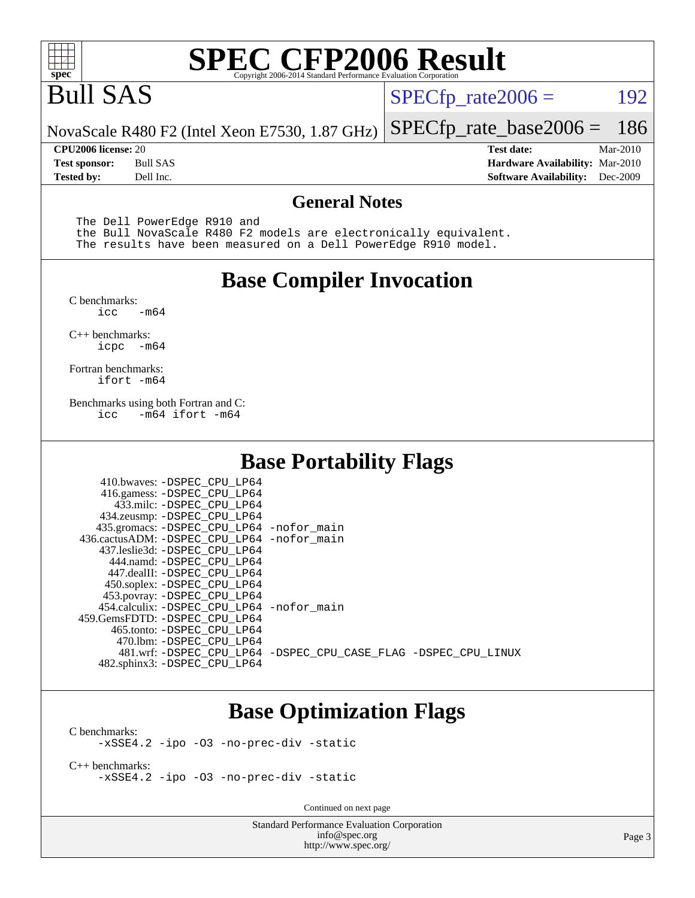# SPEC CFP2006 Result

Copyright 2006-2014 Standard Performance Evaluation Corporation

# Bull SAS

NovaScale R480 F2 (Intel Xeon E7530, 1.87 GHz)

SPECfp_rate2006 = 192

SPECfp_rate_base2006 = 186

| | | | |
|---|---|---|---|
| **CPU2006 license:** | 20 | **Test date:** | Mar-2010 |
| **Test sponsor:** | Bull SAS | **Hardware Availability:** | Mar-2010 |
| **Tested by:** | Dell Inc. | **Software Availability:** | Dec-2009 |

## General Notes

```
The Dell PowerEdge R910 and
the Bull NovaScale R480 F2 models are electronically equivalent.
The results have been measured on a Dell PowerEdge R910 model.
```

## Base Compiler Invocation

C benchmarks:
```
icc   -m64
```

C++ benchmarks:
```
icpc  -m64
```

Fortran benchmarks:
```
ifort -m64
```

Benchmarks using both Fortran and C:
```
icc   -m64 ifort -m64
```

## Base Portability Flags

| Benchmark | Flags |
|---|---|
| 410.bwaves: | -DSPEC_CPU_LP64 |
| 416.gamess: | -DSPEC_CPU_LP64 |
| 433.milc: | -DSPEC_CPU_LP64 |
| 434.zeusmp: | -DSPEC_CPU_LP64 |
| 435.gromacs: | -DSPEC_CPU_LP64 -nofor_main |
| 436.cactusADM: | -DSPEC_CPU_LP64 -nofor_main |
| 437.leslie3d: | -DSPEC_CPU_LP64 |
| 444.namd: | -DSPEC_CPU_LP64 |
| 447.dealII: | -DSPEC_CPU_LP64 |
| 450.soplex: | -DSPEC_CPU_LP64 |
| 453.povray: | -DSPEC_CPU_LP64 |
| 454.calculix: | -DSPEC_CPU_LP64 -nofor_main |
| 459.GemsFDTD: | -DSPEC_CPU_LP64 |
| 465.tonto: | -DSPEC_CPU_LP64 |
| 470.lbm: | -DSPEC_CPU_LP64 |
| 481.wrf: | -DSPEC_CPU_LP64 -DSPEC_CPU_CASE_FLAG -DSPEC_CPU_LINUX |
| 482.sphinx3: | -DSPEC_CPU_LP64 |

## Base Optimization Flags

C benchmarks:
```
-xSSE4.2 -ipo -O3 -no-prec-div -static
```

C++ benchmarks:
```
-xSSE4.2 -ipo -O3 -no-prec-div -static
```

Continued on next page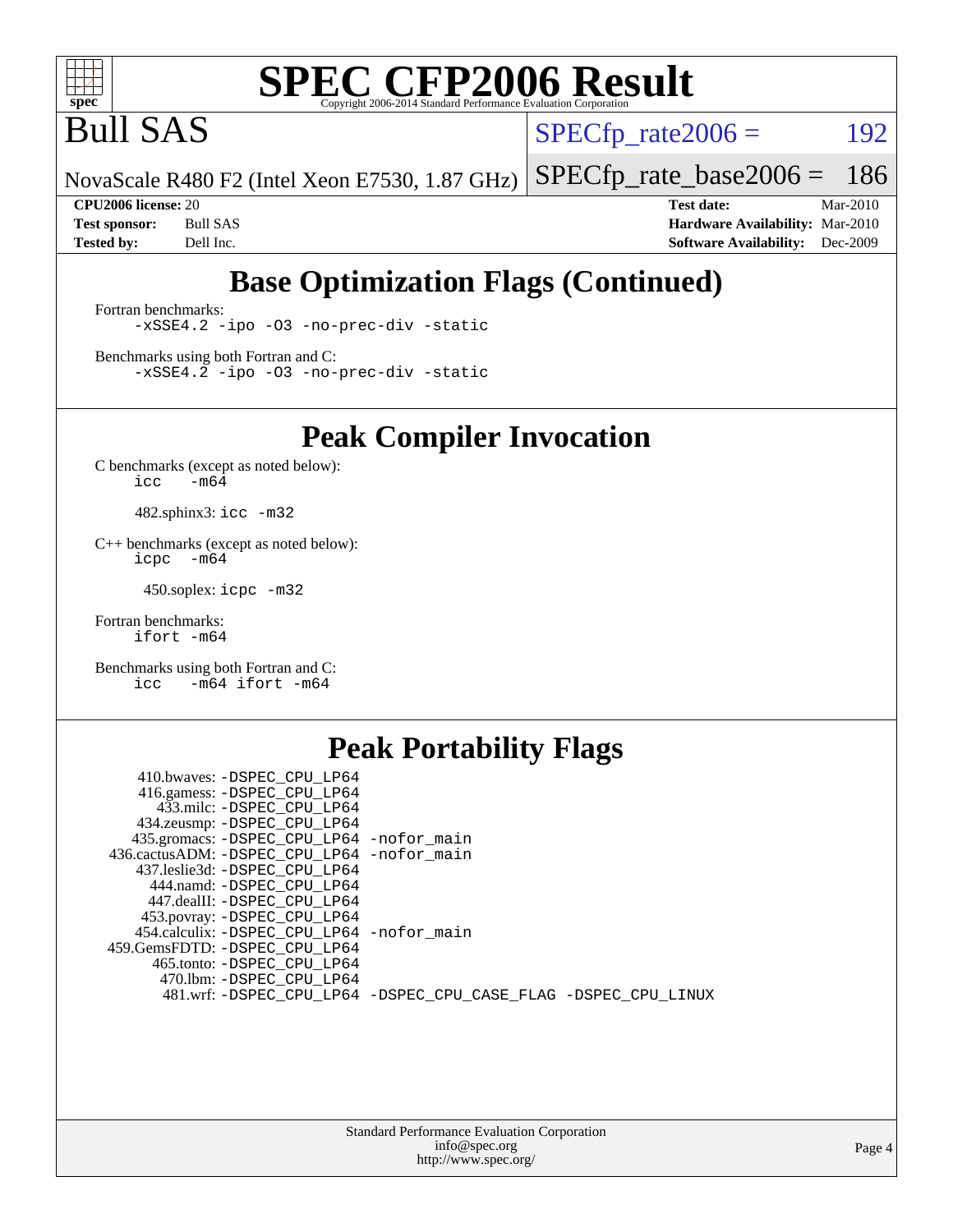# SPEC CFP2006 Result

Copyright 2006-2014 Standard Performance Evaluation Corporation

# Bull SAS

NovaScale R480 F2 (Intel Xeon E7530, 1.87 GHz)

SPECfp_rate2006 = 192

SPECfp_rate_base2006 = 186

**CPU2006 license:** 20
**Test sponsor:** Bull SAS
**Tested by:** Dell Inc.

**Test date:** Mar-2010
**Hardware Availability:** Mar-2010
**Software Availability:** Dec-2009

## Base Optimization Flags (Continued)

Fortran benchmarks:
```
-xSSE4.2 -ipo -O3 -no-prec-div -static
```

Benchmarks using both Fortran and C:
```
-xSSE4.2 -ipo -O3 -no-prec-div -static
```

## Peak Compiler Invocation

C benchmarks (except as noted below):
```
icc   -m64
```

482.sphinx3: `icc -m32`

C++ benchmarks (except as noted below):
```
icpc  -m64
```

450.soplex: `icpc -m32`

Fortran benchmarks:
```
ifort -m64
```

Benchmarks using both Fortran and C:
```
icc   -m64 ifort -m64
```

## Peak Portability Flags

```
  410.bwaves: -DSPEC_CPU_LP64
  416.gamess: -DSPEC_CPU_LP64
   433.milc: -DSPEC_CPU_LP64
  434.zeusmp: -DSPEC_CPU_LP64
 435.gromacs: -DSPEC_CPU_LP64 -nofor_main
436.cactusADM: -DSPEC_CPU_LP64 -nofor_main
 437.leslie3d: -DSPEC_CPU_LP64
   444.namd: -DSPEC_CPU_LP64
  447.dealII: -DSPEC_CPU_LP64
  453.povray: -DSPEC_CPU_LP64
 454.calculix: -DSPEC_CPU_LP64 -nofor_main
459.GemsFDTD: -DSPEC_CPU_LP64
   465.tonto: -DSPEC_CPU_LP64
    470.lbm: -DSPEC_CPU_LP64
    481.wrf: -DSPEC_CPU_LP64 -DSPEC_CPU_CASE_FLAG -DSPEC_CPU_LINUX
```

Standard Performance Evaluation Corporation
info@spec.org
http://www.spec.org/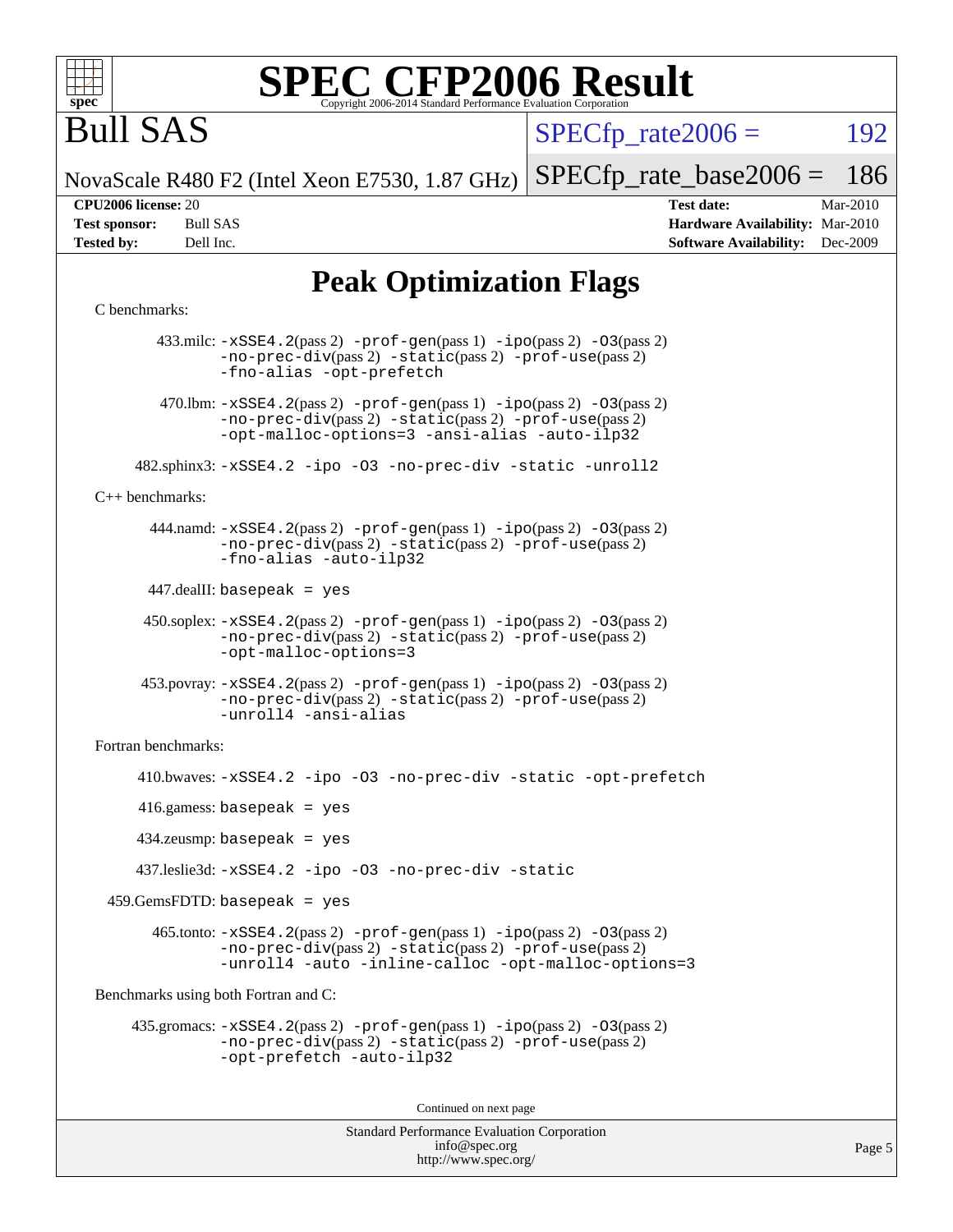# SPEC CFP2006 Result

Copyright 2006-2014 Standard Performance Evaluation Corporation

# Bull SAS

NovaScale R480 F2 (Intel Xeon E7530, 1.87 GHz)

SPECfp_rate2006 = 192

SPECfp_rate_base2006 = 186

**CPU2006 license:** 20
**Test sponsor:** Bull SAS
**Tested by:** Dell Inc.

**Test date:** Mar-2010
**Hardware Availability:** Mar-2010
**Software Availability:** Dec-2009

## Peak Optimization Flags

C benchmarks:

433.milc: -xSSE4.2(pass 2) -prof-gen(pass 1) -ipo(pass 2) -O3(pass 2) -no-prec-div(pass 2) -static(pass 2) -prof-use(pass 2) -fno-alias -opt-prefetch

470.lbm: -xSSE4.2(pass 2) -prof-gen(pass 1) -ipo(pass 2) -O3(pass 2) -no-prec-div(pass 2) -static(pass 2) -prof-use(pass 2) -opt-malloc-options=3 -ansi-alias -auto-ilp32

482.sphinx3: -xSSE4.2 -ipo -O3 -no-prec-div -static -unroll2

C++ benchmarks:

444.namd: -xSSE4.2(pass 2) -prof-gen(pass 1) -ipo(pass 2) -O3(pass 2) -no-prec-div(pass 2) -static(pass 2) -prof-use(pass 2) -fno-alias -auto-ilp32

447.dealII: basepeak = yes

450.soplex: -xSSE4.2(pass 2) -prof-gen(pass 1) -ipo(pass 2) -O3(pass 2) -no-prec-div(pass 2) -static(pass 2) -prof-use(pass 2) -opt-malloc-options=3

453.povray: -xSSE4.2(pass 2) -prof-gen(pass 1) -ipo(pass 2) -O3(pass 2) -no-prec-div(pass 2) -static(pass 2) -prof-use(pass 2) -unroll4 -ansi-alias

Fortran benchmarks:

410.bwaves: -xSSE4.2 -ipo -O3 -no-prec-div -static -opt-prefetch

416.gamess: basepeak = yes

434.zeusmp: basepeak = yes

437.leslie3d: -xSSE4.2 -ipo -O3 -no-prec-div -static

459.GemsFDTD: basepeak = yes

465.tonto: -xSSE4.2(pass 2) -prof-gen(pass 1) -ipo(pass 2) -O3(pass 2) -no-prec-div(pass 2) -static(pass 2) -prof-use(pass 2) -unroll4 -auto -inline-calloc -opt-malloc-options=3

Benchmarks using both Fortran and C:

435.gromacs: -xSSE4.2(pass 2) -prof-gen(pass 1) -ipo(pass 2) -O3(pass 2) -no-prec-div(pass 2) -static(pass 2) -prof-use(pass 2) -opt-prefetch -auto-ilp32

Continued on next page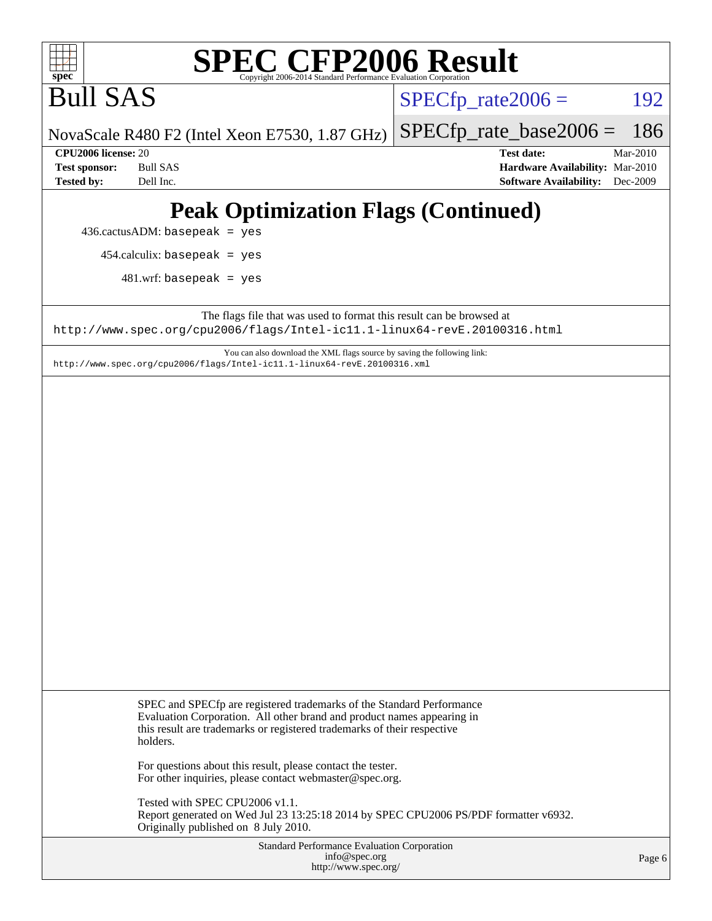# Peak Optimization Flags (Continued)

436.cactusADM: basepeak = yes

454.calculix: basepeak = yes

481.wrf: basepeak = yes

The flags file that was used to format this result can be browsed at
http://www.spec.org/cpu2006/flags/Intel-ic11.1-linux64-revE.20100316.html

You can also download the XML flags source by saving the following link:
http://www.spec.org/cpu2006/flags/Intel-ic11.1-linux64-revE.20100316.xml

SPEC and SPECfp are registered trademarks of the Standard Performance Evaluation Corporation. All other brand and product names appearing in this result are trademarks or registered trademarks of their respective holders.

For questions about this result, please contact the tester.
For other inquiries, please contact webmaster@spec.org.

Tested with SPEC CPU2006 v1.1.
Report generated on Wed Jul 23 13:25:18 2014 by SPEC CPU2006 PS/PDF formatter v6932.
Originally published on 8 July 2010.